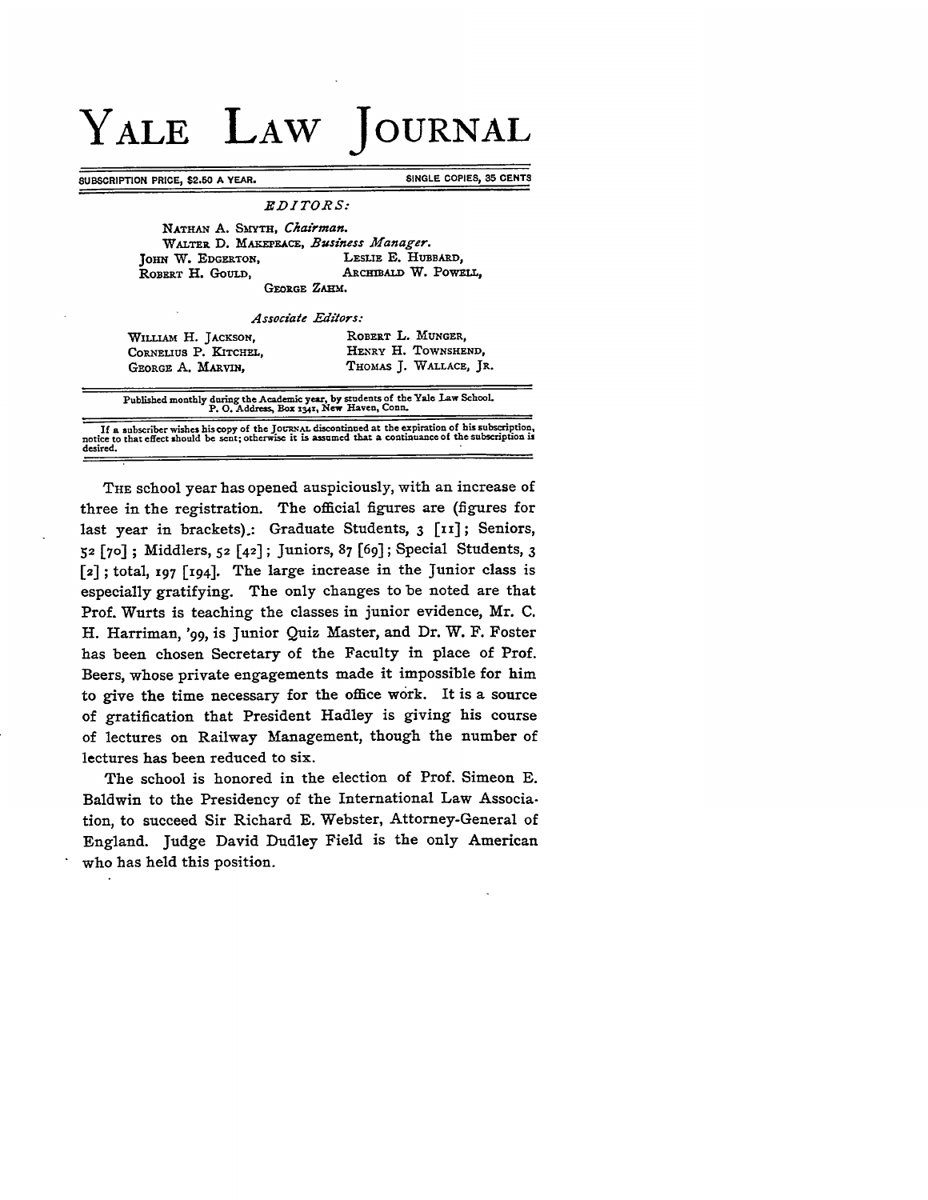# YALE LAW JOURNAL

SUBSCRIPTION PRICE, $2.50 A YEAR. SINGLE COPIES, 35 CENTS

*EDITORS:*

NATHAN A. SMYTH, *Chairman.*
WALTER D. MAKEPEACE, *Business Manager.*

JOHN W. EDGERTON, LESLIE E. HUBBARD,
ROBERT H. GOULD, ARCHIBALD W. POWELL,
GEORGE ZAHM.

*Associate Editors:*

WILLIAM H. JACKSON, ROBERT L. MUNGER,
CORNELIUS P. KITCHEL, HENRY H. TOWNSHEND,
GEORGE A. MARVIN, THOMAS J. WALLACE, JR.

Published monthly during the Academic year, by students of the Yale Law School.
P. O. Address, Box 1341, New Haven, Conn.

If a subscriber wishes his copy of the JOURNAL discontinued at the expiration of his subscription, notice to that effect should be sent; otherwise it is assumed that a continuance of the subscription is desired.

THE school year has opened auspiciously, with an increase of three in the registration. The official figures are (figures for last year in brackets).: Graduate Students, 3 [11]; Seniors, 52 [70]; Middlers, 52 [42]; Juniors, 87 [69]; Special Students, 3 [2]; total, 197 [194]. The large increase in the Junior class is especially gratifying. The only changes to be noted are that Prof. Wurts is teaching the classes in junior evidence, Mr. C. H. Harriman, '99, is Junior Quiz Master, and Dr. W. F. Foster has been chosen Secretary of the Faculty in place of Prof. Beers, whose private engagements made it impossible for him to give the time necessary for the office work. It is a source of gratification that President Hadley is giving his course of lectures on Railway Management, though the number of lectures has been reduced to six.

The school is honored in the election of Prof. Simeon E. Baldwin to the Presidency of the International Law Association, to succeed Sir Richard E. Webster, Attorney-General of England. Judge David Dudley Field is the only American who has held this position.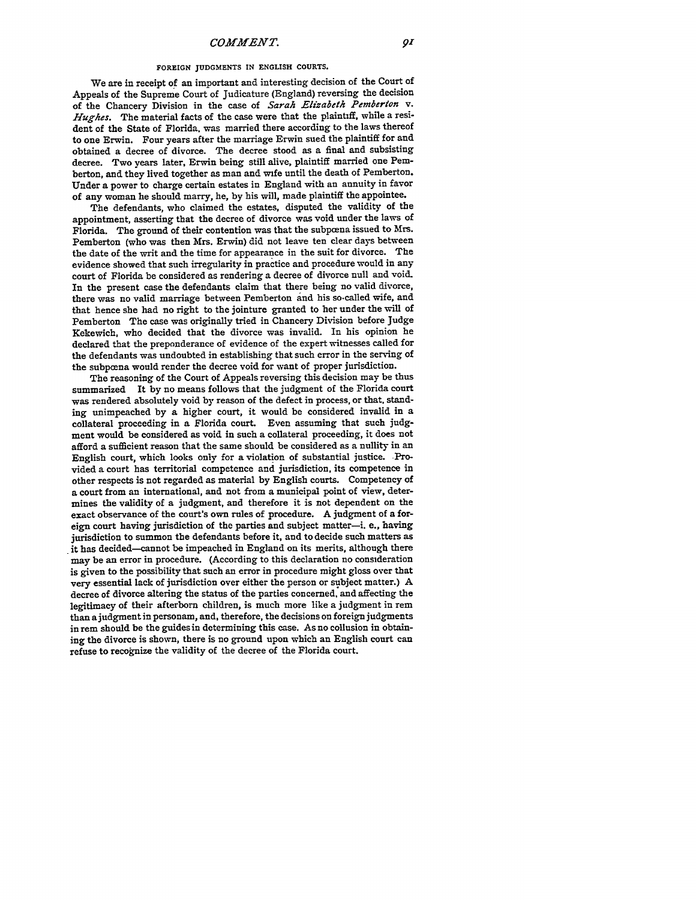## FOREIGN JUDGMENTS IN ENGLISH COURTS.

We are in receipt of an important and interesting decision of the Court of Appeals of the Supreme Court of Judicature (England) reversing the decision of the Chancery Division in the case of *Sarah Elizabeth Pemberton* v. *Hughes*. The material facts of the case were that the plaintiff, while a resident of the State of Florida, was married there according to the laws thereof to one Erwin. Four years after the marriage Erwin sued the plaintiff for and obtained a decree of divorce. The decree stood as a final and subsisting decree. Two years later, Erwin being still alive, plaintiff married one Pemberton, and they lived together as man and wife until the death of Pemberton. Under a power to charge certain estates in England with an annuity in favor of any woman he should marry, he, by his will, made plaintiff the appointee.

The defendants, who claimed the estates, disputed the validity of the appointment, asserting that the decree of divorce was void under the laws of Florida. The ground of their contention was that the subpœna issued to Mrs. Pemberton (who was then Mrs. Erwin) did not leave ten clear days between the date of the writ and the time for appearance in the suit for divorce. The evidence showed that such irregularity in practice and procedure would in any court of Florida be considered as rendering a decree of divorce null and void. In the present case the defendants claim that there being no valid divorce, there was no valid marriage between Pemberton and his so-called wife, and that hence she had no right to the jointure granted to her under the will of Pemberton The case was originally tried in Chancery Division before Judge Kekewich, who decided that the divorce was invalid. In his opinion he declared that the preponderance of evidence of the expert witnesses called for the defendants was undoubted in establishing that such error in the serving of the subpœna would render the decree void for want of proper jurisdiction.

The reasoning of the Court of Appeals reversing this decision may be thus summarized It by no means follows that the judgment of the Florida court was rendered absolutely void by reason of the defect in process, or that, standing unimpeached by a higher court, it would be considered invalid in a collateral proceeding in a Florida court. Even assuming that such judgment would be considered as void in such a collateral proceeding, it does not afford a sufficient reason that the same should be considered as a nullity in an English court, which looks only for a violation of substantial justice. Provided a court has territorial competence and jurisdiction, its competence in other respects is not regarded as material by English courts. Competency of a court from an international, and not from a municipal point of view, determines the validity of a judgment, and therefore it is not dependent on the exact observance of the court's own rules of procedure. A judgment of a foreign court having jurisdiction of the parties and subject matter—i. e., having jurisdiction to summon the defendants before it, and to decide such matters as it has decided—cannot be impeached in England on its merits, although there may be an error in procedure. (According to this declaration no consideration is given to the possibility that such an error in procedure might gloss over that very essential lack of jurisdiction over either the person or subject matter.) A decree of divorce altering the status of the parties concerned, and affecting the legitimacy of their afterborn children, is much more like a judgment in rem than a judgment in personam, and, therefore, the decisions on foreign judgments in rem should be the guides in determining this case. As no collusion in obtaining the divorce is shown, there is no ground upon which an English court can refuse to recognize the validity of the decree of the Florida court.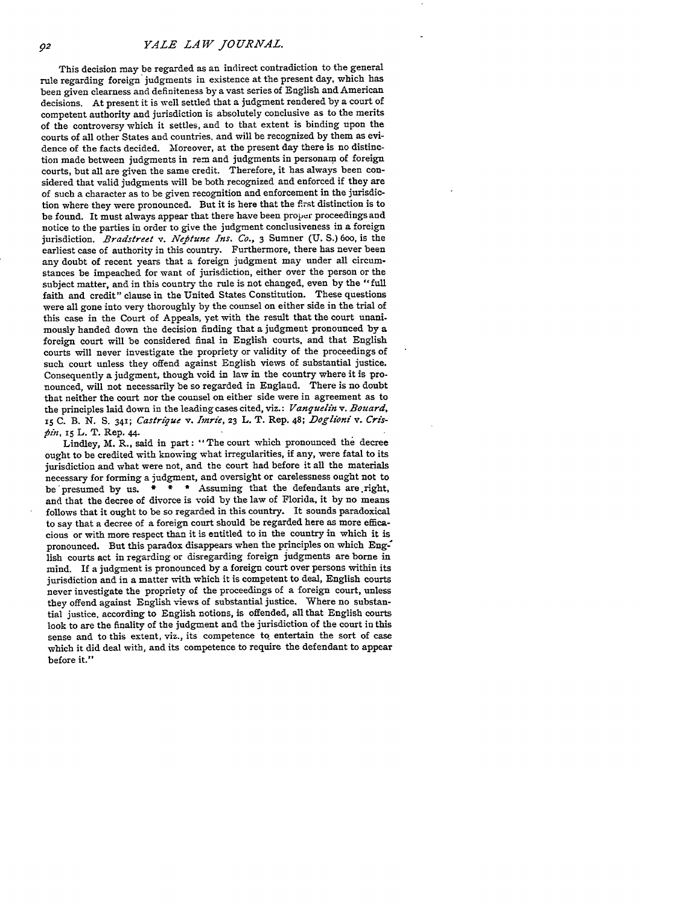This decision may be regarded as an indirect contradiction to the general rule regarding foreign judgments in existence at the present day, which has been given clearness and definiteness by a vast series of English and American decisions. At present it is well settled that a judgment rendered by a court of competent authority and jurisdiction is absolutely conclusive as to the merits of the controversy which it settles, and to that extent is binding upon the courts of all other States and countries, and will be recognized by them as evidence of the facts decided. Moreover, at the present day there is no distinction made between judgments in rem and judgments in personam of foreign courts, but all are given the same credit. Therefore, it has always been considered that valid judgments will be both recognized and enforced if they are of such a character as to be given recognition and enforcement in the jurisdiction where they were pronounced. But it is here that the first distinction is to be found. It must always appear that there have been proper proceedings and notice to the parties in order to give the judgment conclusiveness in a foreign jurisdiction. *Bradstreet* v. *Neptune Ins. Co.*, 3 Sumner (U. S.) 600, is the earliest case of authority in this country. Furthermore, there has never been any doubt of recent years that a foreign judgment may under all circumstances be impeached for want of jurisdiction, either over the person or the subject matter, and in this country the rule is not changed, even by the "full faith and credit" clause in the United States Constitution. These questions were all gone into very thoroughly by the counsel on either side in the trial of this case in the Court of Appeals, yet with the result that the court unanimously handed down the decision finding that a judgment pronounced by a foreign court will be considered final in English courts, and that English courts will never investigate the propriety or validity of the proceedings of such court unless they offend against English views of substantial justice. Consequently a judgment, though void in law in the country where it is pronounced, will not necessarily be so regarded in England. There is no doubt that neither the court nor the counsel on either side were in agreement as to the principles laid down in the leading cases cited, viz.: *Vanquelin* v. *Bouard*, 15 C. B. N. S. 341; *Castrique* v. *Imrie*, 23 L. T. Rep. 48; *Doglioni* v. *Crispin*, 15 L. T. Rep. 44.

Lindley, M. R., said in part: "The court which pronounced the decree ought to be credited with knowing what irregularities, if any, were fatal to its jurisdiction and what were not, and the court had before it all the materials necessary for forming a judgment, and oversight or carelessness ought not to be presumed by us. * * * Assuming that the defendants are right, and that the decree of divorce is void by the law of Florida, it by no means follows that it ought to be so regarded in this country. It sounds paradoxical to say that a decree of a foreign court should be regarded here as more efficacious or with more respect than it is entitled to in the country in which it is pronounced. But this paradox disappears when the principles on which English courts act in regarding or disregarding foreign judgments are borne in mind. If a judgment is pronounced by a foreign court over persons within its jurisdiction and in a matter with which it is competent to deal, English courts never investigate the propriety of the proceedings of a foreign court, unless they offend against English views of substantial justice. Where no substantial justice, according to English notions, is offended, all that English courts look to are the finality of the judgment and the jurisdiction of the court in this sense and to this extent, viz., its competence to entertain the sort of case which it did deal with, and its competence to require the defendant to appear before it."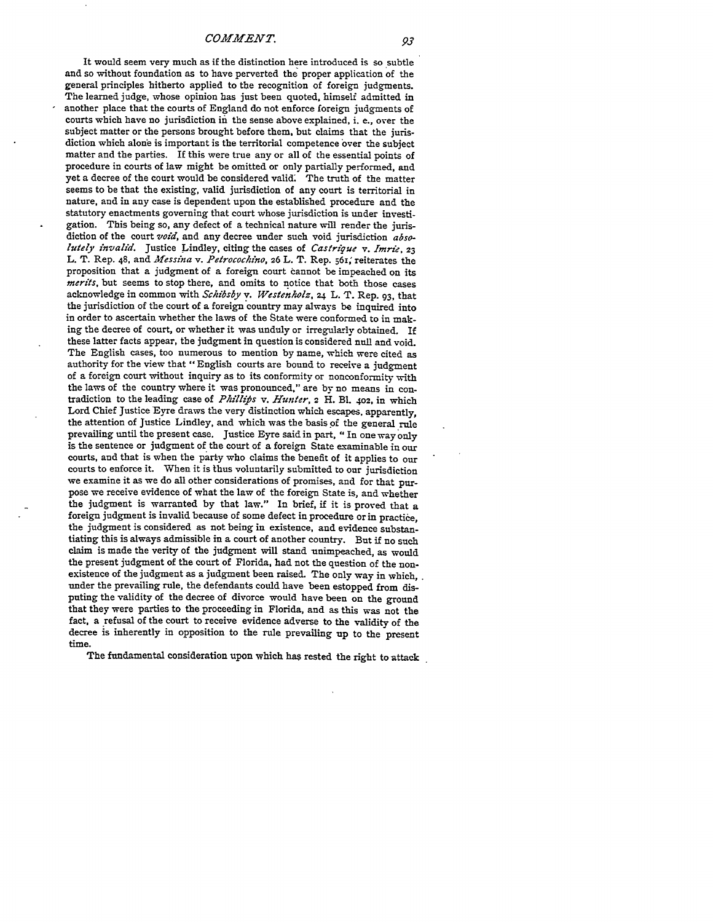It would seem very much as if the distinction here introduced is so subtle and so without foundation as to have perverted the proper application of the general principles hitherto applied to the recognition of foreign judgments. The learned judge, whose opinion has just been quoted, himself admitted in another place that the courts of England do not enforce foreign judgments of courts which have no jurisdiction in the sense above explained, i. e., over the subject matter or the persons brought before them, but claims that the jurisdiction which alone is important is the territorial competence over the subject matter and the parties. If this were true any or all of the essential points of procedure in courts of law might be omitted or only partially performed, and yet a decree of the court would be considered valid. The truth of the matter seems to be that the existing, valid jurisdiction of any court is territorial in nature, and in any case is dependent upon the established procedure and the statutory enactments governing that court whose jurisdiction is under investigation. This being so, any defect of a technical nature will render the jurisdiction of the court *void*, and any decree under such void jurisdiction *absolutely invalid*. Justice Lindley, citing the cases of *Castrique* v. *Imrie*, 23 L. T. Rep. 48, and *Messina* v. *Petrocochino*, 26 L. T. Rep. 561, reiterates the proposition that a judgment of a foreign court cannot be impeached on its *merits*, but seems to stop there, and omits to notice that both those cases acknowledge in common with *Schibsby* v. *Westenholz*, 24 L. T. Rep. 93, that the jurisdiction of the court of a foreign country may always be inquired into in order to ascertain whether the laws of the State were conformed to in making the decree of court, or whether it was unduly or irregularly obtained. If these latter facts appear, the judgment in question is considered null and void. The English cases, too numerous to mention by name, which were cited as authority for the view that "English courts are bound to receive a judgment of a foreign court without inquiry as to its conformity or nonconformity with the laws of the country where it was pronounced," are by no means in contradiction to the leading case of *Phillips* v. *Hunter*, 2 H. Bl. 402, in which Lord Chief Justice Eyre draws the very distinction which escapes, apparently, the attention of Justice Lindley, and which was the basis of the general rule prevailing until the present case. Justice Eyre said in part, "In one way only is the sentence or judgment of the court of a foreign State examinable in our courts, and that is when the party who claims the benefit of it applies to our courts to enforce it. When it is thus voluntarily submitted to our jurisdiction we examine it as we do all other considerations of promises, and for that purpose we receive evidence of what the law of the foreign State is, and whether the judgment is warranted by that law." In brief, if it is proved that a foreign judgment is invalid because of some defect in procedure or in practice, the judgment is considered as not being in existence, and evidence substantiating this is always admissible in a court of another country. But if no such claim is made the verity of the judgment will stand unimpeached, as would the present judgment of the court of Florida, had not the question of the nonexistence of the judgment as a judgment been raised. The only way in which, under the prevailing rule, the defendants could have been estopped from disputing the validity of the decree of divorce would have been on the ground that they were parties to the proceeding in Florida, and as this was not the fact, a refusal of the court to receive evidence adverse to the validity of the decree is inherently in opposition to the rule prevailing up to the present time.

The fundamental consideration upon which has rested the right to attack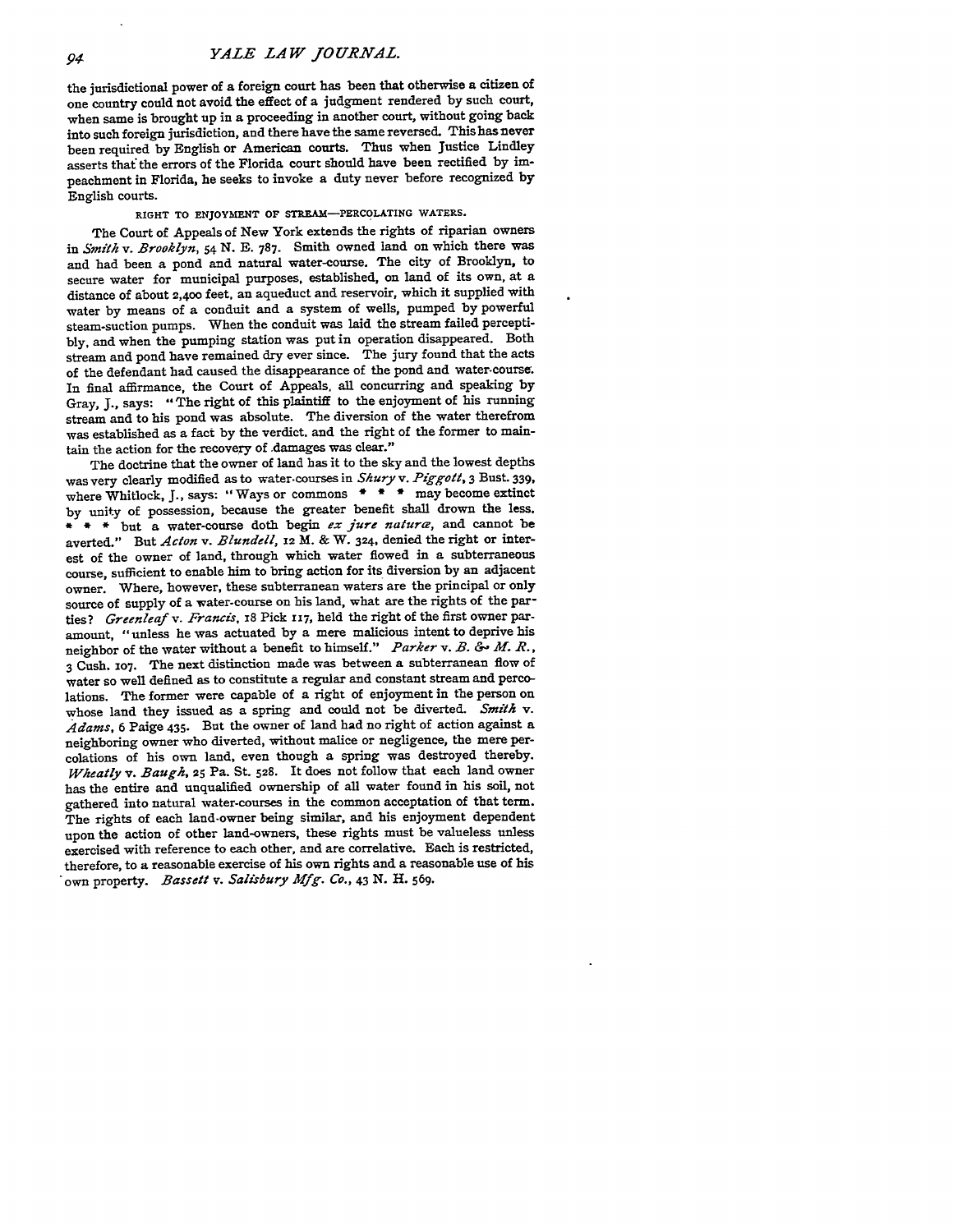the jurisdictional power of a foreign court has been that otherwise a citizen of one country could not avoid the effect of a judgment rendered by such court, when same is brought up in a proceeding in another court, without going back into such foreign jurisdiction, and there have the same reversed. This has never been required by English or American courts. Thus when Justice Lindley asserts that the errors of the Florida court should have been rectified by impeachment in Florida, he seeks to invoke a duty never before recognized by English courts.

### RIGHT TO ENJOYMENT OF STREAM—PERCOLATING WATERS.

The Court of Appeals of New York extends the rights of riparian owners in *Smith* v. *Brooklyn*, 54 N. E. 787. Smith owned land on which there was and had been a pond and natural water-course. The city of Brooklyn, to secure water for municipal purposes, established, on land of its own, at a distance of about 2,400 feet, an aqueduct and reservoir, which it supplied with water by means of a conduit and a system of wells, pumped by powerful steam-suction pumps. When the conduit was laid the stream failed perceptibly, and when the pumping station was put in operation disappeared. Both stream and pond have remained dry ever since. The jury found that the acts of the defendant had caused the disappearance of the pond and water-course. In final affirmance, the Court of Appeals, all concurring and speaking by Gray, J., says: "The right of this plaintiff to the enjoyment of his running stream and to his pond was absolute. The diversion of the water therefrom was established as a fact by the verdict, and the right of the former to maintain the action for the recovery of damages was clear."

The doctrine that the owner of land has it to the sky and the lowest depths was very clearly modified as to water-courses in *Shury* v. *Piggott*, 3 Bust. 339, where Whitlock, J., says: "Ways or commons * * * may become extinct by unity of possession, because the greater benefit shall drown the less. * * * but a water-course doth begin *ex jure naturæ*, and cannot be averted." But *Acton* v. *Blundell*, 12 M. & W. 324, denied the right or interest of the owner of land, through which water flowed in a subterraneous course, sufficient to enable him to bring action for its diversion by an adjacent owner. Where, however, these subterranean waters are the principal or only source of supply of a water-course on his land, what are the rights of the parties? *Greenleaf* v. *Francis*, 18 Pick 117, held the right of the first owner paramount, "unless he was actuated by a mere malicious intent to deprive his neighbor of the water without a benefit to himself." *Parker* v. *B. & M. R.*, 3 Cush. 107. The next distinction made was between a subterranean flow of water so well defined as to constitute a regular and constant stream and percolations. The former were capable of a right of enjoyment in the person on whose land they issued as a spring and could not be diverted. *Smith* v. *Adams*, 6 Paige 435. But the owner of land had no right of action against a neighboring owner who diverted, without malice or negligence, the mere percolations of his own land, even though a spring was destroyed thereby. *Wheatly* v. *Baugh*, 25 Pa. St. 528. It does not follow that each land owner has the entire and unqualified ownership of all water found in his soil, not gathered into natural water-courses in the common acceptation of that term. The rights of each land-owner being similar, and his enjoyment dependent upon the action of other land-owners, these rights must be valueless unless exercised with reference to each other, and are correlative. Each is restricted, therefore, to a reasonable exercise of his own rights and a reasonable use of his own property. *Bassett* v. *Salisbury Mfg. Co.*, 43 N. H. 569.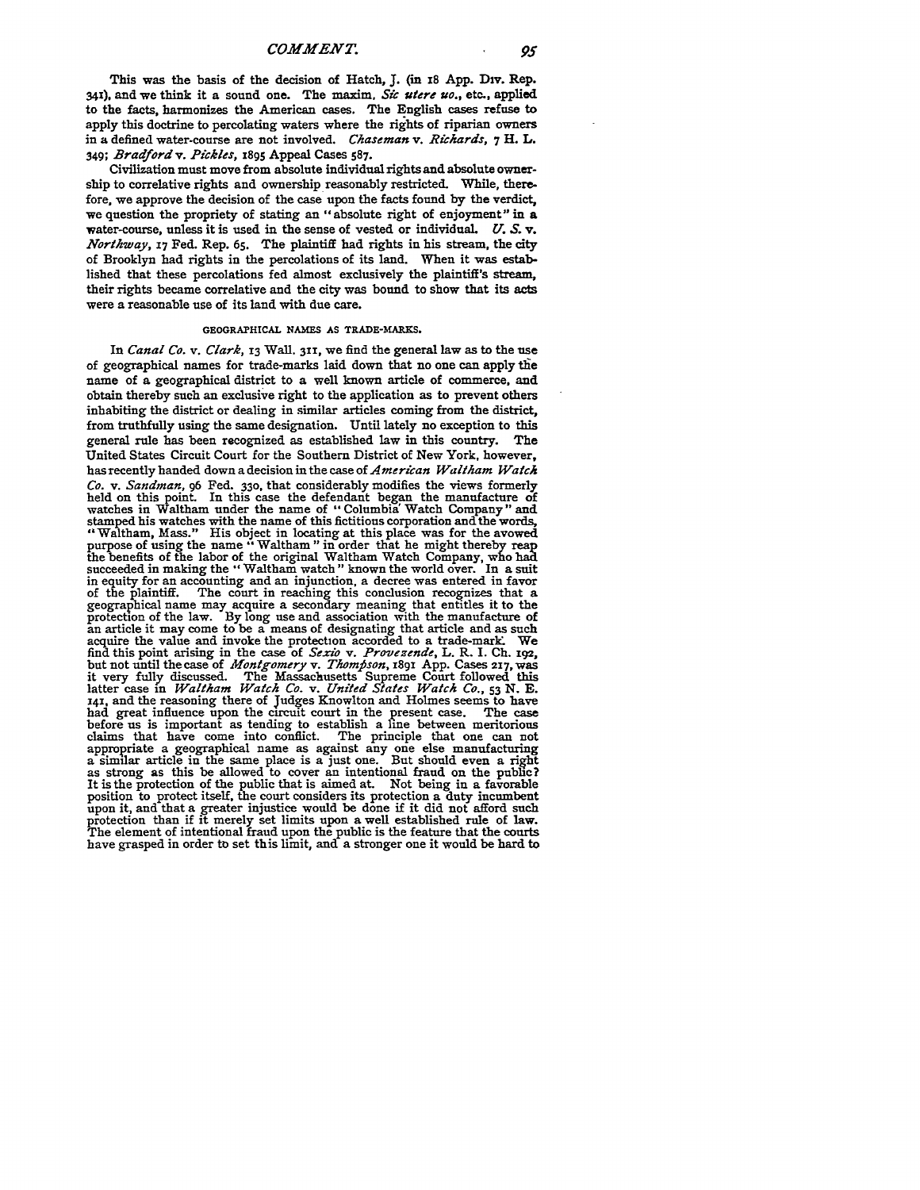This was the basis of the decision of Hatch, J. (in 18 App. Div. Rep. 341), and we think it a sound one. The maxim, *Sic utere uo.*, etc., applied to the facts, harmonizes the American cases. The English cases refuse to apply this doctrine to percolating waters where the rights of riparian owners in a defined water-course are not involved. *Chaseman* v. *Richards*, 7 H. L. 349; *Bradford* v. *Pickles*, 1895 Appeal Cases 587.

Civilization must move from absolute individual rights and absolute ownership to correlative rights and ownership reasonably restricted. While, therefore, we approve the decision of the case upon the facts found by the verdict, we question the propriety of stating an "absolute right of enjoyment" in a water-course, unless it is used in the sense of vested or individual. *U. S.* v. *Northway*, 17 Fed. Rep. 65. The plaintiff had rights in his stream, the city of Brooklyn had rights in the percolations of its land. When it was established that these percolations fed almost exclusively the plaintiff's stream, their rights became correlative and the city was bound to show that its acts were a reasonable use of its land with due care.

### GEOGRAPHICAL NAMES AS TRADE-MARKS.

In *Canal Co.* v. *Clark*, 13 Wall. 311, we find the general law as to the use of geographical names for trade-marks laid down that no one can apply the name of a geographical district to a well known article of commerce, and obtain thereby such an exclusive right to the application as to prevent others inhabiting the district or dealing in similar articles coming from the district, from truthfully using the same designation. Until lately no exception to this general rule has been recognized as established law in this country. The United States Circuit Court for the Southern District of New York, however, has recently handed down a decision in the case of *American Waltham Watch Co.* v. *Sandman*, 96 Fed. 330, that considerably modifies the views formerly held on this point. In this case the defendant began the manufacture of watches in Waltham under the name of "Columbia Watch Company" and stamped his watches with the name of this fictitious corporation and the words, "Waltham, Mass." His object in locating at this place was for the avowed purpose of using the name "Waltham" in order that he might thereby reap the benefits of the labor of the original Waltham Watch Company, who had succeeded in making the "Waltham watch" known the world over. In a suit in equity for an accounting and an injunction, a decree was entered in favor of the plaintiff. The court in reaching this conclusion recognizes that a geographical name may acquire a secondary meaning that entitles it to the protection of the law. By long use and association with the manufacture of an article it may come to be a means of designating that article and as such acquire the value and invoke the protection accorded to a trade-mark. We find this point arising in the case of *Sexio* v. *Provezende*, L. R. I. Ch. 192, but not until the case of *Montgomery* v. *Thompson*, 1891 App. Cases 217, was it very fully discussed. The Massachusetts Supreme Court followed this latter case in *Waltham Watch Co.* v. *United States Watch Co.*, 53 N. E. 141, and the reasoning there of Judges Knowlton and Holmes seems to have had great influence upon the circuit court in the present case. The case before us is important as tending to establish a line between meritorious claims that have come into conflict. The principle that one can not appropriate a geographical name as against any one else manufacturing a similar article in the same place is a just one. But should even a right as strong as this be allowed to cover an intentional fraud on the public? It is the protection of the public that is aimed at. Not being in a favorable position to protect itself, the court considers its protection a duty incumbent upon it, and that a greater injustice would be done if it did not afford such protection than if it merely set limits upon a well established rule of law. The element of intentional fraud upon the public is the feature that the courts have grasped in order to set this limit, and a stronger one it would be hard to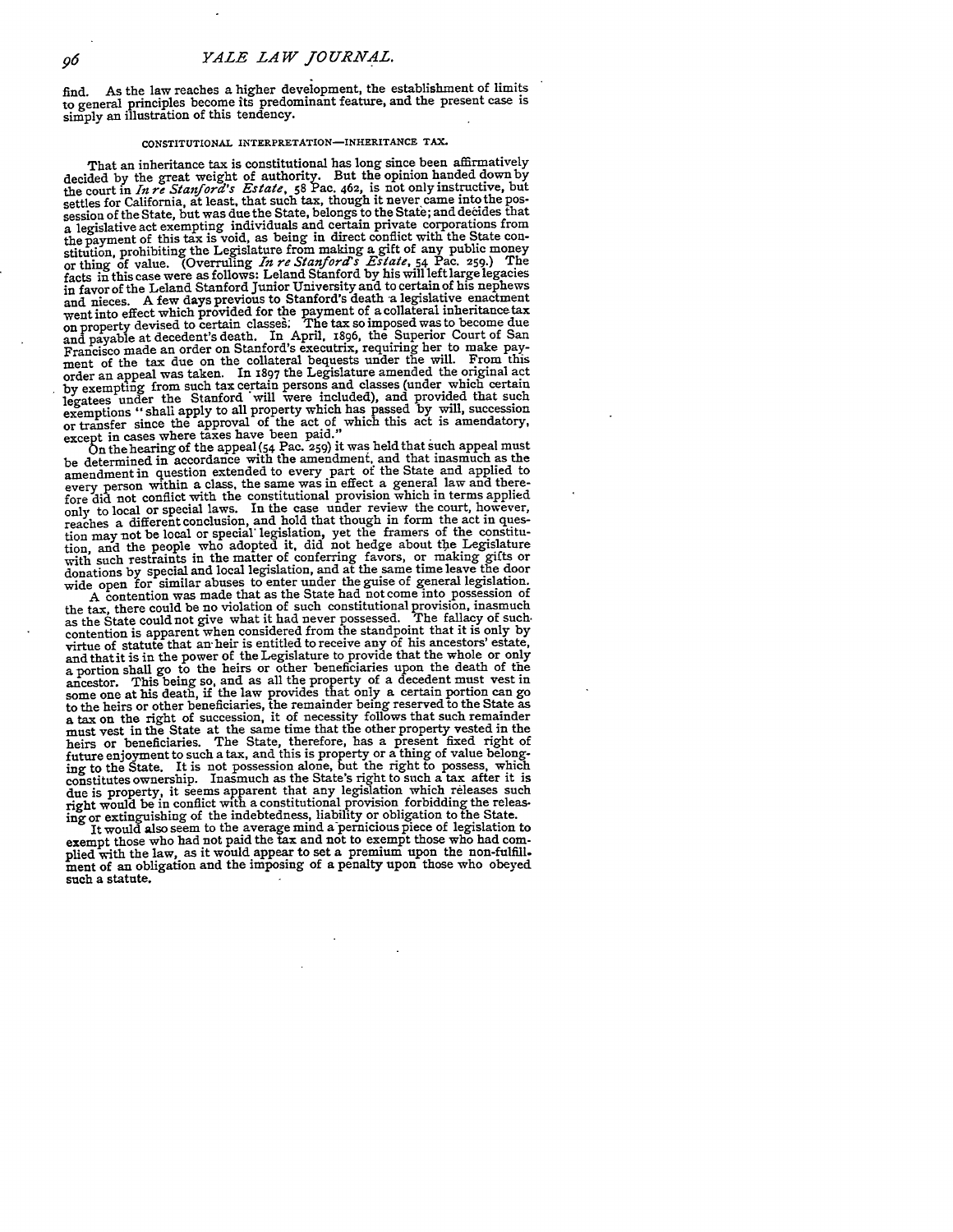find. As the law reaches a higher development, the establishment of limits to general principles become its predominant feature, and the present case is simply an illustration of this tendency.

### CONSTITUTIONAL INTERPRETATION—INHERITANCE TAX.

That an inheritance tax is constitutional has long since been affirmatively decided by the great weight of authority. But the opinion handed down by the court in *In re Stanford's Estate*, 58 Pac. 462, is not only instructive, but settles for California, at least, that such tax, though it never came into the possession of the State, but was due the State, belongs to the State; and decides that a legislative act exempting individuals and certain private corporations from the payment of this tax is void, as being in direct conflict with the State constitution, prohibiting the Legislature from making a gift of any public money or thing of value. (Overruling *In re Stanford's Estate*, 54 Pac. 259.) The facts in this case were as follows: Leland Stanford by his will left large legacies in favor of the Leland Stanford Junior University and to certain of his nephews and nieces. A few days previous to Stanford's death a legislative enactment went into effect which provided for the payment of a collateral inheritance tax on property devised to certain classes. The tax so imposed was to become due and payable at decedent's death. In April, 1896, the Superior Court of San Francisco made an order on Stanford's executrix, requiring her to make payment of the tax due on the collateral bequests under the will. From this order an appeal was taken. In 1897 the Legislature amended the original act by exempting from such tax certain persons and classes (under which certain legatees under the Stanford will were included), and provided that such exemptions "shall apply to all property which has passed by will, succession or transfer since the approval of the act of which this act is amendatory, except in cases where taxes have been paid."

On the hearing of the appeal (54 Pac. 259) it was held that such appeal must be determined in accordance with the amendment, and that inasmuch as the amendment in question extended to every part of the State and applied to every person within a class, the same was in effect a general law and therefore did not conflict with the constitutional provision which in terms applied only to local or special laws. In the case under review the court, however, reaches a different conclusion, and hold that though in form the act in question may not be local or special legislation, yet the framers of the constitution, and the people who adopted it, did not hedge about the Legislature with such restraints in the matter of conferring favors, or making gifts or donations by special and local legislation, and at the same time leave the door wide open for similar abuses to enter under the guise of general legislation.

A contention was made that as the State had not come into possession of the tax, there could be no violation of such constitutional provision, inasmuch as the State could not give what it had never possessed. The fallacy of such contention is apparent when considered from the standpoint that it is only by virtue of statute that an heir is entitled to receive any of his ancestors' estate, and that it is in the power of the Legislature to provide that the whole or only a portion shall go to the heirs or other beneficiaries upon the death of the ancestor. This being so, and as all the property of a decedent must vest in some one at his death, if the law provides that only a certain portion can go to the heirs or other beneficiaries, the remainder being reserved to the State as a tax on the right of succession, it of necessity follows that such remainder must vest in the State at the same time that the other property vested in the heirs or beneficiaries. The State, therefore, has a present fixed right of future enjoyment to such a tax, and this is property or a thing of value belonging to the State. It is not possession alone, but the right to possess, which constitutes ownership. Inasmuch as the State's right to such a tax after it is due is property, it seems apparent that any legislation which releases such right would be in conflict with a constitutional provision forbidding the releasing or extinguishing of the indebtedness, liability or obligation to the State.

It would also seem to the average mind a pernicious piece of legislation to exempt those who had not paid the tax and not to exempt those who had complied with the law, as it would appear to set a premium upon the non-fulfillment of an obligation and the imposing of a penalty upon those who obeyed such a statute.